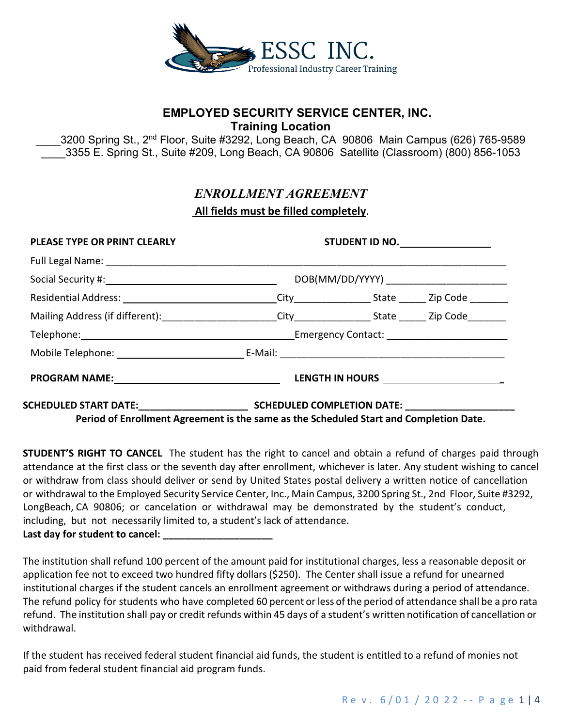ESSC INC.
Professional Industry Career Training

## EMPLOYED SECURITY SERVICE CENTER, INC.

**Training Location**

____3200 Spring St., 2nd Floor, Suite #3292, Long Beach, CA 90806 Main Campus (626) 765-9589

____3355 E. Spring St., Suite #209, Long Beach, CA 90806 Satellite (Classroom) (800) 856-1053

## *ENROLLMENT AGREEMENT*

**All fields must be filled completely.**

**PLEASE TYPE OR PRINT CLEARLY** **STUDENT ID NO.**________________

Full Legal Name: ____________________________________________________________________________

Social Security #:________________________________ DOB(MM/DD/YYYY) _____________________

Residential Address: ______________________________City______________ State _____ Zip Code _______

Mailing Address (if different):_____________________City______________ State _____ Zip Code_______

Telephone:_______________________________________Emergency Contact: _____________________

Mobile Telephone: _______________________ E-Mail: __________________________________________

**PROGRAM NAME:**______________________________ **LENGTH IN HOURS** ______________________

**SCHEDULED START DATE:**____________________ **SCHEDULED COMPLETION DATE:** ____________________

**Period of Enrollment Agreement is the same as the Scheduled Start and Completion Date.**

**STUDENT'S RIGHT TO CANCEL** The student has the right to cancel and obtain a refund of charges paid through attendance at the first class or the seventh day after enrollment, whichever is later. Any student wishing to cancel or withdraw from class should deliver or send by United States postal delivery a written notice of cancellation or withdrawal to the Employed Security Service Center, Inc., Main Campus, 3200 Spring St., 2nd Floor, Suite #3292, LongBeach, CA 90806; or cancelation or withdrawal may be demonstrated by the student's conduct, including, but not necessarily limited to, a student's lack of attendance.

**Last day for student to cancel: ____________________**

The institution shall refund 100 percent of the amount paid for institutional charges, less a reasonable deposit or application fee not to exceed two hundred fifty dollars ($250). The Center shall issue a refund for unearned institutional charges if the student cancels an enrollment agreement or withdraws during a period of attendance. The refund policy for students who have completed 60 percent or less of the period of attendance shall be a pro rata refund. The institution shall pay or credit refunds within 45 days of a student's written notification of cancellation or withdrawal.

If the student has received federal student financial aid funds, the student is entitled to a refund of monies not paid from federal student financial aid program funds.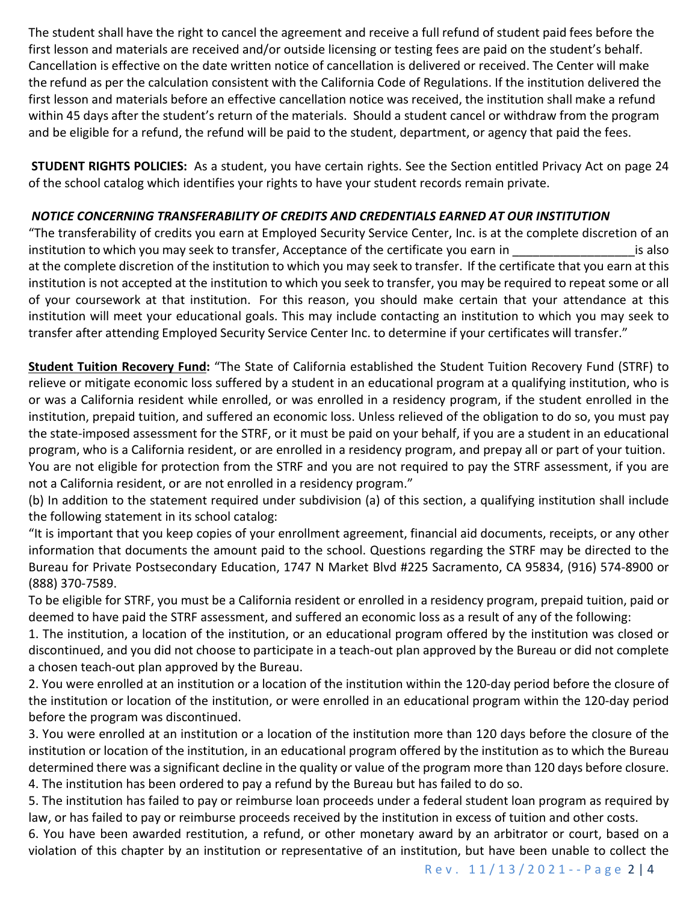The student shall have the right to cancel the agreement and receive a full refund of student paid fees before the first lesson and materials are received and/or outside licensing or testing fees are paid on the student's behalf. Cancellation is effective on the date written notice of cancellation is delivered or received. The Center will make the refund as per the calculation consistent with the California Code of Regulations. If the institution delivered the first lesson and materials before an effective cancellation notice was received, the institution shall make a refund within 45 days after the student's return of the materials. Should a student cancel or withdraw from the program and be eligible for a refund, the refund will be paid to the student, department, or agency that paid the fees.

**STUDENT RIGHTS POLICIES:** As a student, you have certain rights. See the Section entitled Privacy Act on page 24 of the school catalog which identifies your rights to have your student records remain private.

***NOTICE CONCERNING TRANSFERABILITY OF CREDITS AND CREDENTIALS EARNED AT OUR INSTITUTION***

"The transferability of credits you earn at Employed Security Service Center, Inc. is at the complete discretion of an institution to which you may seek to transfer, Acceptance of the certificate you earn in _________________is also at the complete discretion of the institution to which you may seek to transfer. If the certificate that you earn at this institution is not accepted at the institution to which you seek to transfer, you may be required to repeat some or all of your coursework at that institution. For this reason, you should make certain that your attendance at this institution will meet your educational goals. This may include contacting an institution to which you may seek to transfer after attending Employed Security Service Center Inc. to determine if your certificates will transfer."

**Student Tuition Recovery Fund:** "The State of California established the Student Tuition Recovery Fund (STRF) to relieve or mitigate economic loss suffered by a student in an educational program at a qualifying institution, who is or was a California resident while enrolled, or was enrolled in a residency program, if the student enrolled in the institution, prepaid tuition, and suffered an economic loss. Unless relieved of the obligation to do so, you must pay the state-imposed assessment for the STRF, or it must be paid on your behalf, if you are a student in an educational program, who is a California resident, or are enrolled in a residency program, and prepay all or part of your tuition. You are not eligible for protection from the STRF and you are not required to pay the STRF assessment, if you are not a California resident, or are not enrolled in a residency program."

(b) In addition to the statement required under subdivision (a) of this section, a qualifying institution shall include the following statement in its school catalog:

"It is important that you keep copies of your enrollment agreement, financial aid documents, receipts, or any other information that documents the amount paid to the school. Questions regarding the STRF may be directed to the Bureau for Private Postsecondary Education, 1747 N Market Blvd #225 Sacramento, CA 95834, (916) 574-8900 or (888) 370-7589.

To be eligible for STRF, you must be a California resident or enrolled in a residency program, prepaid tuition, paid or deemed to have paid the STRF assessment, and suffered an economic loss as a result of any of the following:

1. The institution, a location of the institution, or an educational program offered by the institution was closed or discontinued, and you did not choose to participate in a teach-out plan approved by the Bureau or did not complete a chosen teach-out plan approved by the Bureau.
2. You were enrolled at an institution or a location of the institution within the 120-day period before the closure of the institution or location of the institution, or were enrolled in an educational program within the 120-day period before the program was discontinued.
3. You were enrolled at an institution or a location of the institution more than 120 days before the closure of the institution or location of the institution, in an educational program offered by the institution as to which the Bureau determined there was a significant decline in the quality or value of the program more than 120 days before closure.
4. The institution has been ordered to pay a refund by the Bureau but has failed to do so.
5. The institution has failed to pay or reimburse loan proceeds under a federal student loan program as required by law, or has failed to pay or reimburse proceeds received by the institution in excess of tuition and other costs.
6. You have been awarded restitution, a refund, or other monetary award by an arbitrator or court, based on a violation of this chapter by an institution or representative of an institution, but have been unable to collect the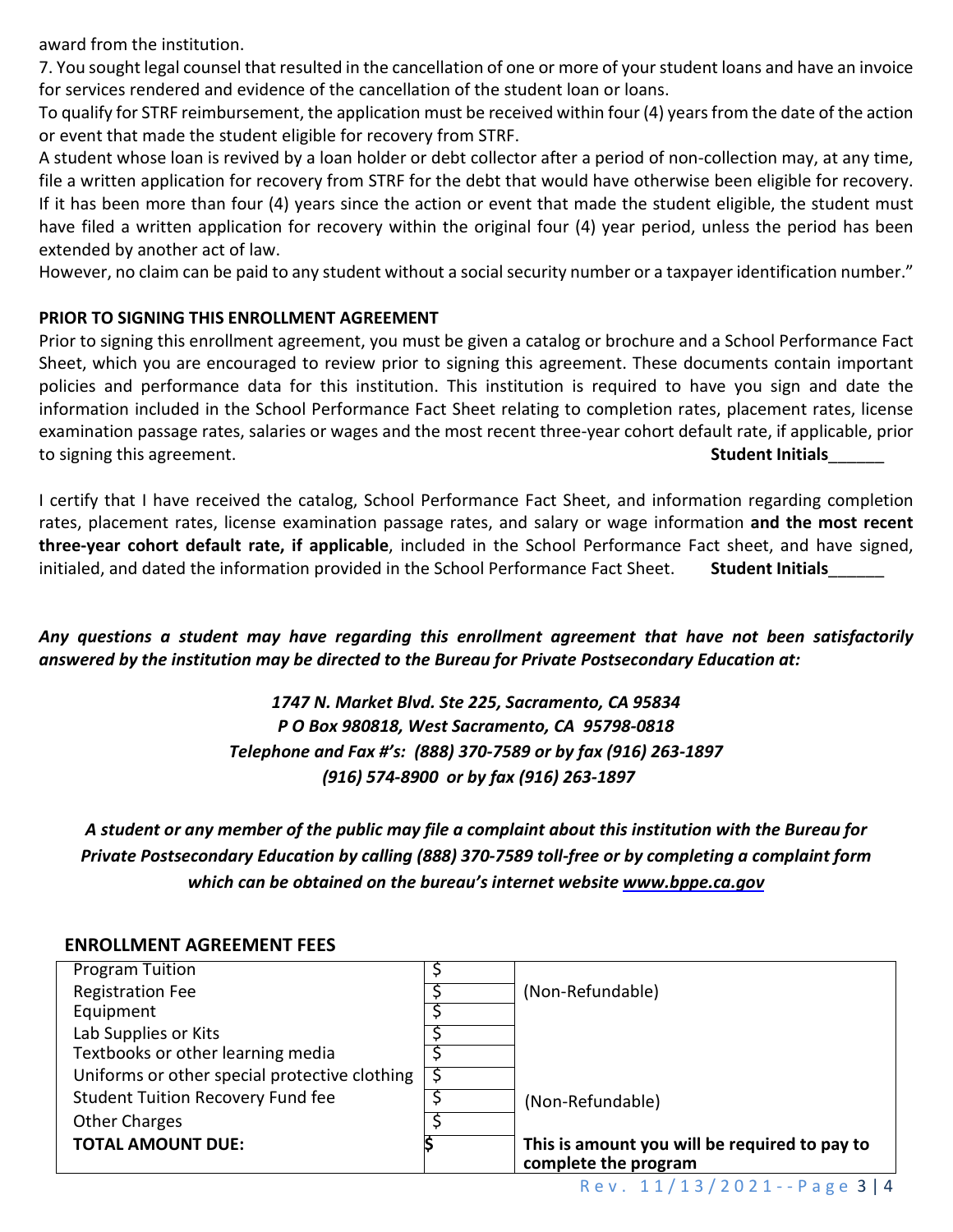award from the institution.

7. You sought legal counsel that resulted in the cancellation of one or more of your student loans and have an invoice for services rendered and evidence of the cancellation of the student loan or loans.

To qualify for STRF reimbursement, the application must be received within four (4) years from the date of the action or event that made the student eligible for recovery from STRF.

A student whose loan is revived by a loan holder or debt collector after a period of non-collection may, at any time, file a written application for recovery from STRF for the debt that would have otherwise been eligible for recovery. If it has been more than four (4) years since the action or event that made the student eligible, the student must have filed a written application for recovery within the original four (4) year period, unless the period has been extended by another act of law.

However, no claim can be paid to any student without a social security number or a taxpayer identification number."

**PRIOR TO SIGNING THIS ENROLLMENT AGREEMENT**

Prior to signing this enrollment agreement, you must be given a catalog or brochure and a School Performance Fact Sheet, which you are encouraged to review prior to signing this agreement. These documents contain important policies and performance data for this institution. This institution is required to have you sign and date the information included in the School Performance Fact Sheet relating to completion rates, placement rates, license examination passage rates, salaries or wages and the most recent three-year cohort default rate, if applicable, prior to signing this agreement. **Student Initials**______

I certify that I have received the catalog, School Performance Fact Sheet, and information regarding completion rates, placement rates, license examination passage rates, and salary or wage information **and the most recent three-year cohort default rate, if applicable**, included in the School Performance Fact sheet, and have signed, initialed, and dated the information provided in the School Performance Fact Sheet. **Student Initials**______

***Any questions a student may have regarding this enrollment agreement that have not been satisfactorily answered by the institution may be directed to the Bureau for Private Postsecondary Education at:***

***1747 N. Market Blvd. Ste 225, Sacramento, CA 95834***
***P O Box 980818, West Sacramento, CA 95798-0818***
***Telephone and Fax #'s: (888) 370-7589 or by fax (916) 263-1897***
***(916) 574-8900 or by fax (916) 263-1897***

***A student or any member of the public may file a complaint about this institution with the Bureau for Private Postsecondary Education by calling (888) 370-7589 toll-free or by completing a complaint form which can be obtained on the bureau's internet website www.bppe.ca.gov***

**ENROLLMENT AGREEMENT FEES**

| | | |
|---|---|---|
| Program Tuition | $ | |
| Registration Fee | $ | (Non-Refundable) |
| Equipment | $ | |
| Lab Supplies or Kits | $ | |
| Textbooks or other learning media | $ | |
| Uniforms or other special protective clothing | $ | |
| Student Tuition Recovery Fund fee | $ | (Non-Refundable) |
| Other Charges | $ | |
| **TOTAL AMOUNT DUE:** | **$** | **This is amount you will be required to pay to complete the program** |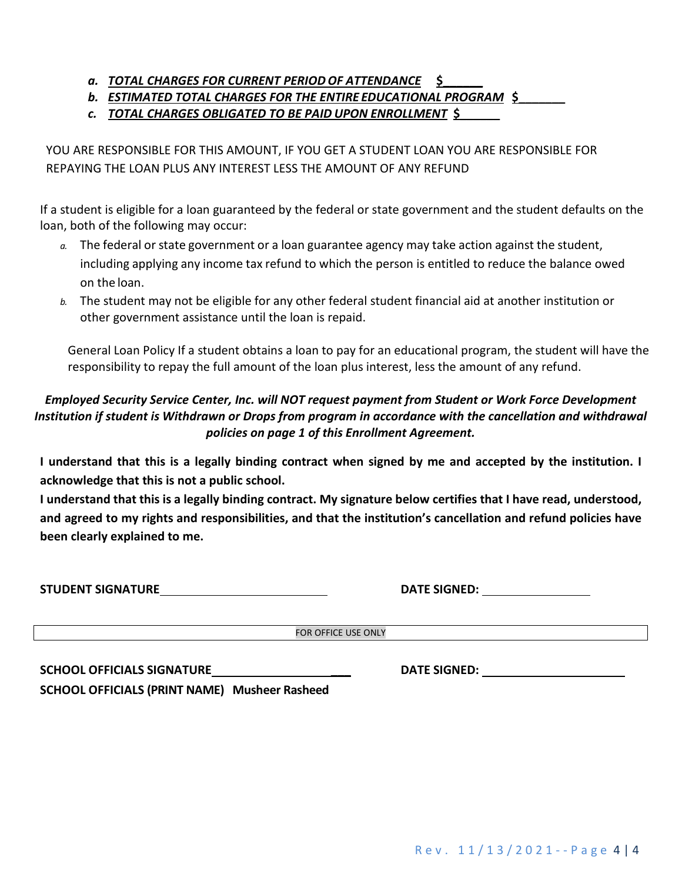a. ***TOTAL CHARGES FOR CURRENT PERIOD OF ATTENDANCE*** **$______**
b. ***ESTIMATED TOTAL CHARGES FOR THE ENTIRE EDUCATIONAL PROGRAM*** **$_______**
c. ***TOTAL CHARGES OBLIGATED TO BE PAID UPON ENROLLMENT*** **$______**

YOU ARE RESPONSIBLE FOR THIS AMOUNT, IF YOU GET A STUDENT LOAN YOU ARE RESPONSIBLE FOR REPAYING THE LOAN PLUS ANY INTEREST LESS THE AMOUNT OF ANY REFUND

If a student is eligible for a loan guaranteed by the federal or state government and the student defaults on the loan, both of the following may occur:

a. The federal or state government or a loan guarantee agency may take action against the student, including applying any income tax refund to which the person is entitled to reduce the balance owed on the loan.
b. The student may not be eligible for any other federal student financial aid at another institution or other government assistance until the loan is repaid.

General Loan Policy If a student obtains a loan to pay for an educational program, the student will have the responsibility to repay the full amount of the loan plus interest, less the amount of any refund.

***Employed Security Service Center, Inc. will NOT request payment from Student or Work Force Development Institution if student is Withdrawn or Drops from program in accordance with the cancellation and withdrawal policies on page 1 of this Enrollment Agreement.***

**I understand that this is a legally binding contract when signed by me and accepted by the institution. I acknowledge that this is not a public school.**

**I understand that this is a legally binding contract. My signature below certifies that I have read, understood, and agreed to my rights and responsibilities, and that the institution's cancellation and refund policies have been clearly explained to me.**

**STUDENT SIGNATURE**__________________________ **DATE SIGNED:** _________________

FOR OFFICE USE ONLY

**SCHOOL OFFICIALS SIGNATURE**______________________ **DATE SIGNED:** ______________________

**SCHOOL OFFICIALS (PRINT NAME) Musheer Rasheed**